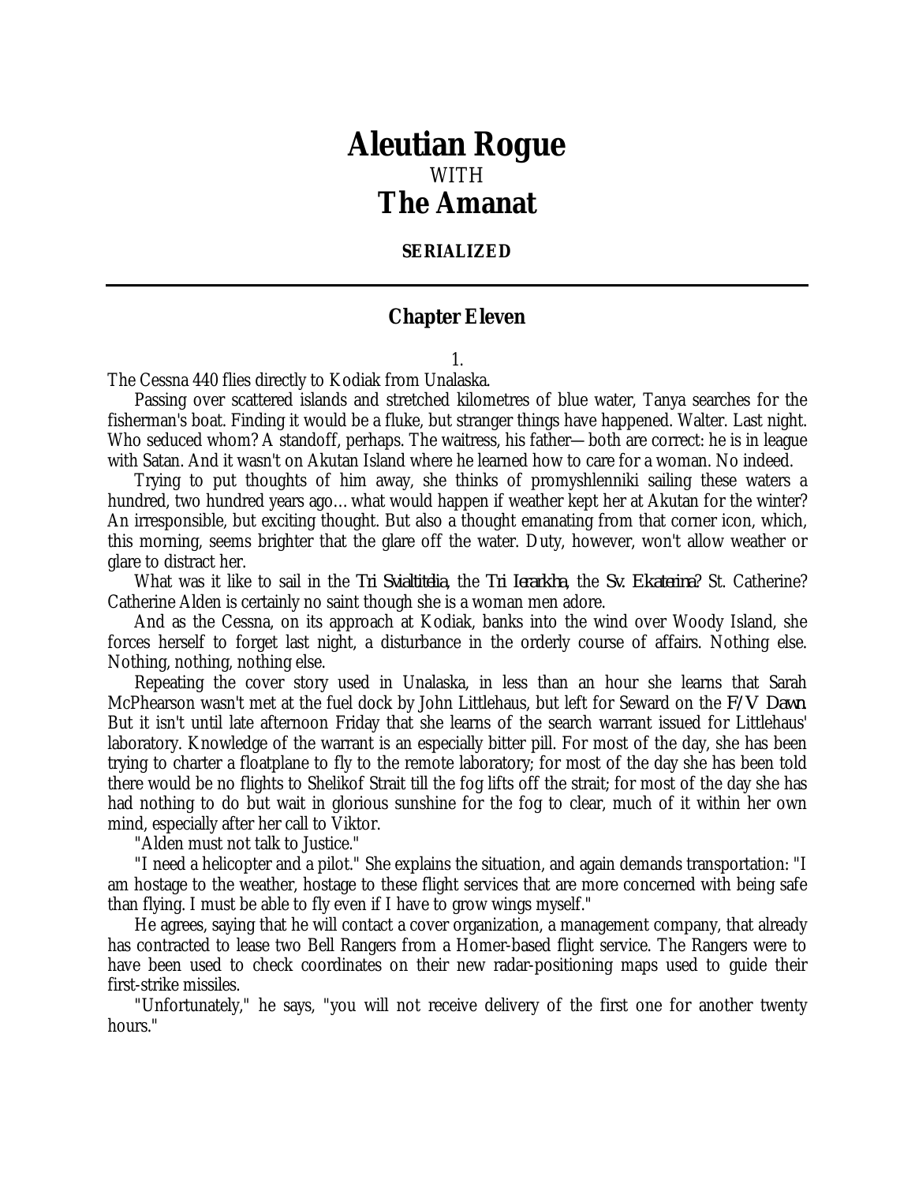# Aleutian Rogue
WITH
# The Amanat

**SERIALIZED**

---

## Chapter Eleven

1.

The Cessna 440 flies directly to Kodiak from Unalaska.

Passing over scattered islands and stretched kilometres of blue water, Tanya searches for the fisherman's boat. Finding it would be a fluke, but stranger things have happened. Walter. Last night. Who seduced whom? A standoff, perhaps. The waitress, his father—both are correct: he is in league with Satan. And it wasn't on Akutan Island where he learned how to care for a woman. No indeed.

Trying to put thoughts of him away, she thinks of promyshlenniki sailing these waters a hundred, two hundred years ago… what would happen if weather kept her at Akutan for the winter? An irresponsible, but exciting thought. But also a thought emanating from that corner icon, which, this morning, seems brighter that the glare off the water. Duty, however, won't allow weather or glare to distract her.

What was it like to sail in the *Tri Svialtitelia*, the *Tri Ierarkha*, the *Sv. Ekaterina*? St. Catherine? Catherine Alden is certainly no saint though she is a woman men adore.

And as the Cessna, on its approach at Kodiak, banks into the wind over Woody Island, she forces herself to forget last night, a disturbance in the orderly course of affairs. Nothing else. Nothing, nothing, nothing else.

Repeating the cover story used in Unalaska, in less than an hour she learns that Sarah McPhearson wasn't met at the fuel dock by John Littlehaus, but left for Seward on the *F/V Dawn*. But it isn't until late afternoon Friday that she learns of the search warrant issued for Littlehaus' laboratory. Knowledge of the warrant is an especially bitter pill. For most of the day, she has been trying to charter a floatplane to fly to the remote laboratory; for most of the day she has been told there would be no flights to Shelikof Strait till the fog lifts off the strait; for most of the day she has had nothing to do but wait in glorious sunshine for the fog to clear, much of it within her own mind, especially after her call to Viktor.

"Alden must not talk to Justice."

"I need a helicopter and a pilot." She explains the situation, and again demands transportation: "I am hostage to the weather, hostage to these flight services that are more concerned with being safe than flying. I must be able to fly even if I have to grow wings myself."

He agrees, saying that he will contact a cover organization, a management company, that already has contracted to lease two Bell Rangers from a Homer-based flight service. The Rangers were to have been used to check coordinates on their new radar-positioning maps used to guide their first-strike missiles.

"Unfortunately," he says, "you will not receive delivery of the first one for another twenty hours."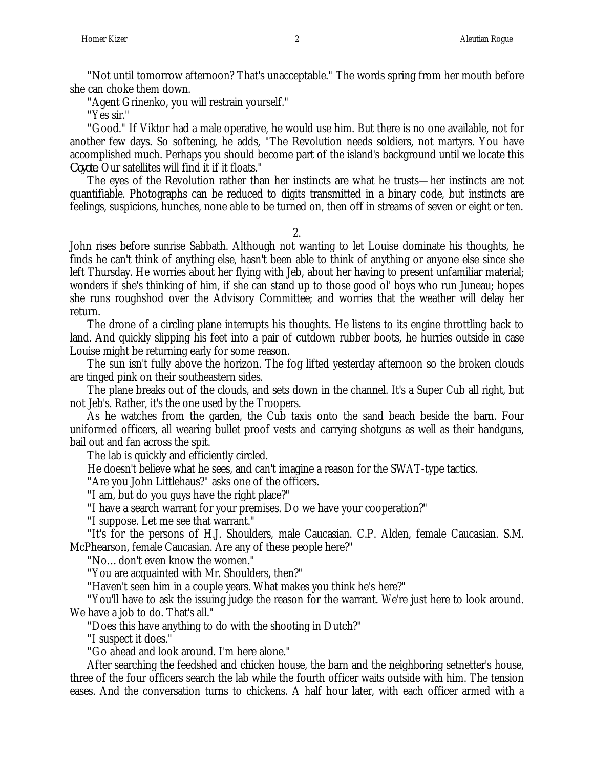"Not until tomorrow afternoon? That's unacceptable." The words spring from her mouth before she can choke them down.

"Agent Grinenko, you will restrain yourself."

"Yes sir."

"Good." If Viktor had a male operative, he would use him. But there is no one available, not for another few days. So softening, he adds, "The Revolution needs soldiers, not martyrs. You have accomplished much. Perhaps you should become part of the island's background until we locate this *Coyote*. Our satellites will find it if it floats."

The eyes of the Revolution rather than her instincts are what he trusts—her instincts are not quantifiable. Photographs can be reduced to digits transmitted in a binary code, but instincts are feelings, suspicions, hunches, none able to be turned on, then off in streams of seven or eight or ten.

2.

John rises before sunrise Sabbath. Although not wanting to let Louise dominate his thoughts, he finds he can't think of anything else, hasn't been able to think of anything or anyone else since she left Thursday. He worries about her flying with Jeb, about her having to present unfamiliar material; wonders if she's thinking of him, if she can stand up to those good ol' boys who run Juneau; hopes she runs roughshod over the Advisory Committee; and worries that the weather will delay her return.

The drone of a circling plane interrupts his thoughts. He listens to its engine throttling back to land. And quickly slipping his feet into a pair of cutdown rubber boots, he hurries outside in case Louise might be returning early for some reason.

The sun isn't fully above the horizon. The fog lifted yesterday afternoon so the broken clouds are tinged pink on their southeastern sides.

The plane breaks out of the clouds, and sets down in the channel. It's a Super Cub all right, but not Jeb's. Rather, it's the one used by the Troopers.

As he watches from the garden, the Cub taxis onto the sand beach beside the barn. Four uniformed officers, all wearing bullet proof vests and carrying shotguns as well as their handguns, bail out and fan across the spit.

The lab is quickly and efficiently circled.

He doesn't believe what he sees, and can't imagine a reason for the SWAT-type tactics.

"Are you John Littlehaus?" asks one of the officers.

"I am, but do you guys have the right place?"

"I have a search warrant for your premises. Do we have your cooperation?"

"I suppose. Let me see that warrant."

"It's for the persons of H.J. Shoulders, male Caucasian. C.P. Alden, female Caucasian. S.M. McPhearson, female Caucasian. Are any of these people here?"

"No... don't even know the women."

"You are acquainted with Mr. Shoulders, then?"

"Haven't seen him in a couple years. What makes you think he's here?"

"You'll have to ask the issuing judge the reason for the warrant. We're just here to look around. We have a job to do. That's all."

"Does this have anything to do with the shooting in Dutch?"

"I suspect it does."

"Go ahead and look around. I'm here alone."

After searching the feedshed and chicken house, the barn and the neighboring setnetter's house, three of the four officers search the lab while the fourth officer waits outside with him. The tension eases. And the conversation turns to chickens. A half hour later, with each officer armed with a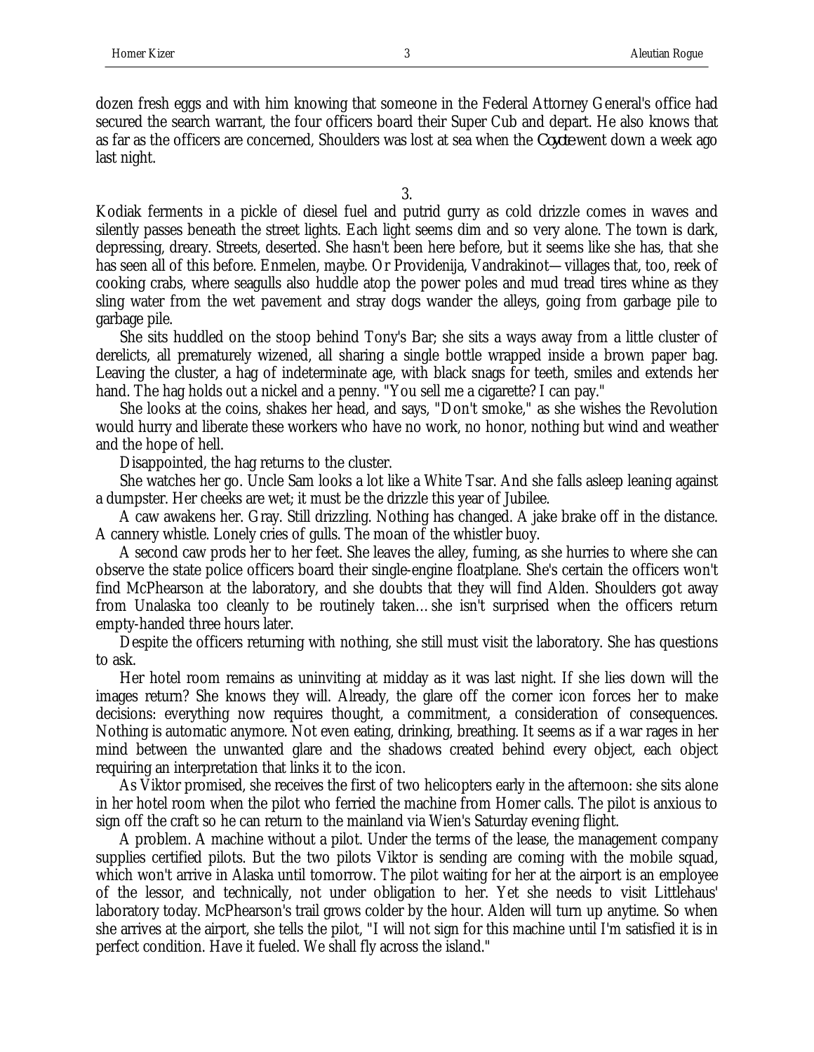dozen fresh eggs and with him knowing that someone in the Federal Attorney General's office had secured the search warrant, the four officers board their Super Cub and depart. He also knows that as far as the officers are concerned, Shoulders was lost at sea when the *Coyote* went down a week ago last night.

3.

Kodiak ferments in a pickle of diesel fuel and putrid gurry as cold drizzle comes in waves and silently passes beneath the street lights. Each light seems dim and so very alone. The town is dark, depressing, dreary. Streets, deserted. She hasn't been here before, but it seems like she has, that she has seen all of this before. Enmelen, maybe. Or Providenija, Vandrakinot—villages that, too, reek of cooking crabs, where seagulls also huddle atop the power poles and mud tread tires whine as they sling water from the wet pavement and stray dogs wander the alleys, going from garbage pile to garbage pile.

She sits huddled on the stoop behind Tony's Bar; she sits a ways away from a little cluster of derelicts, all prematurely wizened, all sharing a single bottle wrapped inside a brown paper bag. Leaving the cluster, a hag of indeterminate age, with black snags for teeth, smiles and extends her hand. The hag holds out a nickel and a penny. "You sell me a cigarette? I can pay."

She looks at the coins, shakes her head, and says, "Don't smoke," as she wishes the Revolution would hurry and liberate these workers who have no work, no honor, nothing but wind and weather and the hope of hell.

Disappointed, the hag returns to the cluster.

She watches her go. Uncle Sam looks a lot like a White Tsar. And she falls asleep leaning against a dumpster. Her cheeks are wet; it must be the drizzle this year of Jubilee.

A caw awakens her. Gray. Still drizzling. Nothing has changed. A jake brake off in the distance. A cannery whistle. Lonely cries of gulls. The moan of the whistler buoy.

A second caw prods her to her feet. She leaves the alley, fuming, as she hurries to where she can observe the state police officers board their single-engine floatplane. She's certain the officers won't find McPhearson at the laboratory, and she doubts that they will find Alden. Shoulders got away from Unalaska too cleanly to be routinely taken…she isn't surprised when the officers return empty-handed three hours later.

Despite the officers returning with nothing, she still must visit the laboratory. She has questions to ask.

Her hotel room remains as uninviting at midday as it was last night. If she lies down will the images return? She knows they will. Already, the glare off the corner icon forces her to make decisions: everything now requires thought, a commitment, a consideration of consequences. Nothing is automatic anymore. Not even eating, drinking, breathing. It seems as if a war rages in her mind between the unwanted glare and the shadows created behind every object, each object requiring an interpretation that links it to the icon.

As Viktor promised, she receives the first of two helicopters early in the afternoon: she sits alone in her hotel room when the pilot who ferried the machine from Homer calls. The pilot is anxious to sign off the craft so he can return to the mainland via Wien's Saturday evening flight.

A problem. A machine without a pilot. Under the terms of the lease, the management company supplies certified pilots. But the two pilots Viktor is sending are coming with the mobile squad, which won't arrive in Alaska until tomorrow. The pilot waiting for her at the airport is an employee of the lessor, and technically, not under obligation to her. Yet she needs to visit Littlehaus' laboratory today. McPhearson's trail grows colder by the hour. Alden will turn up anytime. So when she arrives at the airport, she tells the pilot, "I will not sign for this machine until I'm satisfied it is in perfect condition. Have it fueled. We shall fly across the island."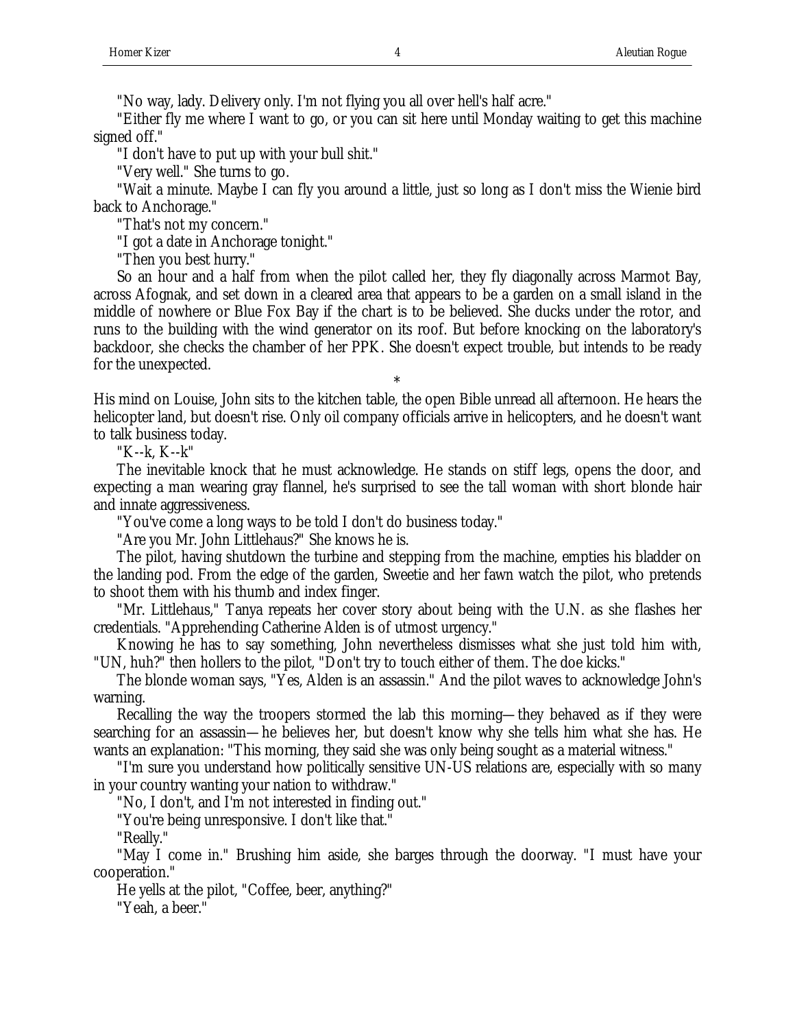"No way, lady. Delivery only. I'm not flying you all over hell's half acre."

"Either fly me where I want to go, or you can sit here until Monday waiting to get this machine signed off."

"I don't have to put up with your bull shit."

"Very well." She turns to go.

"Wait a minute. Maybe I can fly you around a little, just so long as I don't miss the Wienie bird back to Anchorage."

"That's not my concern."

"I got a date in Anchorage tonight."

"Then you best hurry."

So an hour and a half from when the pilot called her, they fly diagonally across Marmot Bay, across Afognak, and set down in a cleared area that appears to be a garden on a small island in the middle of nowhere or Blue Fox Bay if the chart is to be believed. She ducks under the rotor, and runs to the building with the wind generator on its roof. But before knocking on the laboratory's backdoor, she checks the chamber of her PPK. She doesn't expect trouble, but intends to be ready for the unexpected.

*

His mind on Louise, John sits to the kitchen table, the open Bible unread all afternoon. He hears the helicopter land, but doesn't rise. Only oil company officials arrive in helicopters, and he doesn't want to talk business today.

"K--k, K--k"

The inevitable knock that he must acknowledge. He stands on stiff legs, opens the door, and expecting a man wearing gray flannel, he's surprised to see the tall woman with short blonde hair and innate aggressiveness.

"You've come a long ways to be told I don't do business today."

"Are you Mr. John Littlehaus?" She knows he is.

The pilot, having shutdown the turbine and stepping from the machine, empties his bladder on the landing pod. From the edge of the garden, Sweetie and her fawn watch the pilot, who pretends to shoot them with his thumb and index finger.

"Mr. Littlehaus," Tanya repeats her cover story about being with the U.N. as she flashes her credentials. "Apprehending Catherine Alden is of utmost urgency."

Knowing he has to say something, John nevertheless dismisses what she just told him with, "UN, huh?" then hollers to the pilot, "Don't try to touch either of them. The doe kicks."

The blonde woman says, "Yes, Alden is an assassin." And the pilot waves to acknowledge John's warning.

Recalling the way the troopers stormed the lab this morning—they behaved as if they were searching for an assassin—he believes her, but doesn't know why she tells him what she has. He wants an explanation: "This morning, they said she was only being sought as a material witness."

"I'm sure you understand how politically sensitive UN-US relations are, especially with so many in your country wanting your nation to withdraw."

"No, I don't, and I'm not interested in finding out."

"You're being unresponsive. I don't like that."

"Really."

"May I come in." Brushing him aside, she barges through the doorway. "I must have your cooperation."

He yells at the pilot, "Coffee, beer, anything?"

"Yeah, a beer."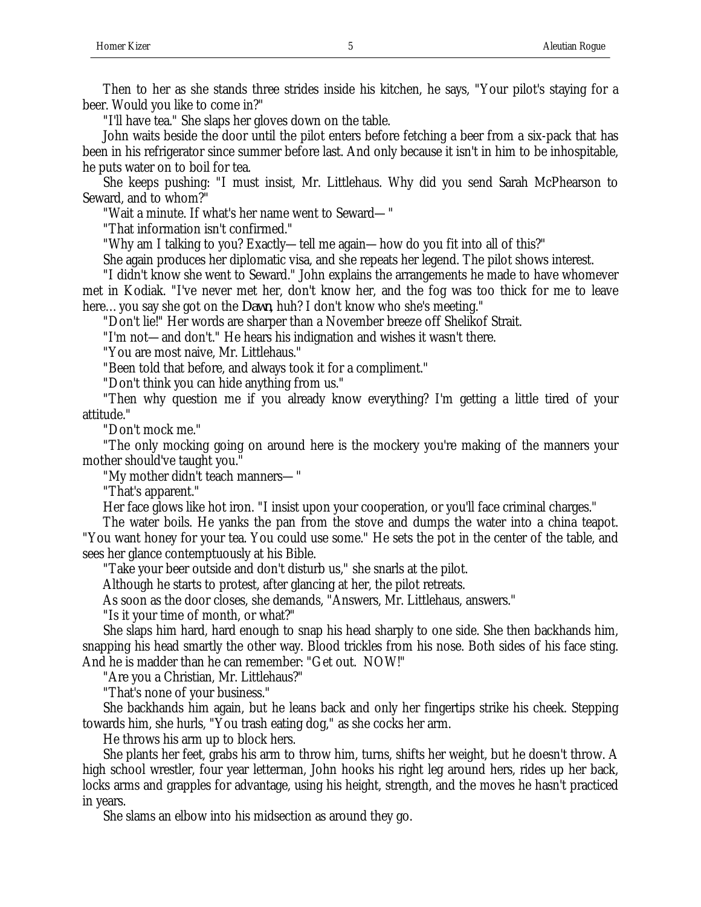Then to her as she stands three strides inside his kitchen, he says, "Your pilot's staying for a beer. Would you like to come in?"

"I'll have tea." She slaps her gloves down on the table.

John waits beside the door until the pilot enters before fetching a beer from a six-pack that has been in his refrigerator since summer before last. And only because it isn't in him to be inhospitable, he puts water on to boil for tea.

She keeps pushing: "I must insist, Mr. Littlehaus. Why did you send Sarah McPhearson to Seward, and to whom?"

"Wait a minute. If what's her name went to Seward— "

"That information isn't confirmed."

"Why am I talking to you? Exactly—tell me again—how do you fit into all of this?"

She again produces her diplomatic visa, and she repeats her legend. The pilot shows interest.

"I didn't know she went to Seward." John explains the arrangements he made to have whomever met in Kodiak. "I've never met her, don't know her, and the fog was too thick for me to leave here… you say she got on the *Dawn*, huh? I don't know who she's meeting."

"Don't lie!" Her words are sharper than a November breeze off Shelikof Strait.

"I'm not—and don't." He hears his indignation and wishes it wasn't there.

"You are most naive, Mr. Littlehaus."

"Been told that before, and always took it for a compliment."

"Don't think you can hide anything from us."

"Then why question me if you already know everything? I'm getting a little tired of your attitude."

"Don't mock me."

"The only mocking going on around here is the mockery you're making of the manners your mother should've taught you."

"My mother didn't teach manners— "

"That's apparent."

Her face glows like hot iron. "I insist upon your cooperation, or you'll face criminal charges."

The water boils. He yanks the pan from the stove and dumps the water into a china teapot. "You want honey for your tea. You could use some." He sets the pot in the center of the table, and sees her glance contemptuously at his Bible.

"Take your beer outside and don't disturb us," she snarls at the pilot.

Although he starts to protest, after glancing at her, the pilot retreats.

As soon as the door closes, she demands, "Answers, Mr. Littlehaus, answers."

"Is it your time of month, or what?"

She slaps him hard, hard enough to snap his head sharply to one side. She then backhands him, snapping his head smartly the other way. Blood trickles from his nose. Both sides of his face sting. And he is madder than he can remember: "Get out. NOW!"

"Are you a Christian, Mr. Littlehaus?"

"That's none of your business."

She backhands him again, but he leans back and only her fingertips strike his cheek. Stepping towards him, she hurls, "You trash eating dog," as she cocks her arm.

He throws his arm up to block hers.

She plants her feet, grabs his arm to throw him, turns, shifts her weight, but he doesn't throw. A high school wrestler, four year letterman, John hooks his right leg around hers, rides up her back, locks arms and grapples for advantage, using his height, strength, and the moves he hasn't practiced in years.

She slams an elbow into his midsection as around they go.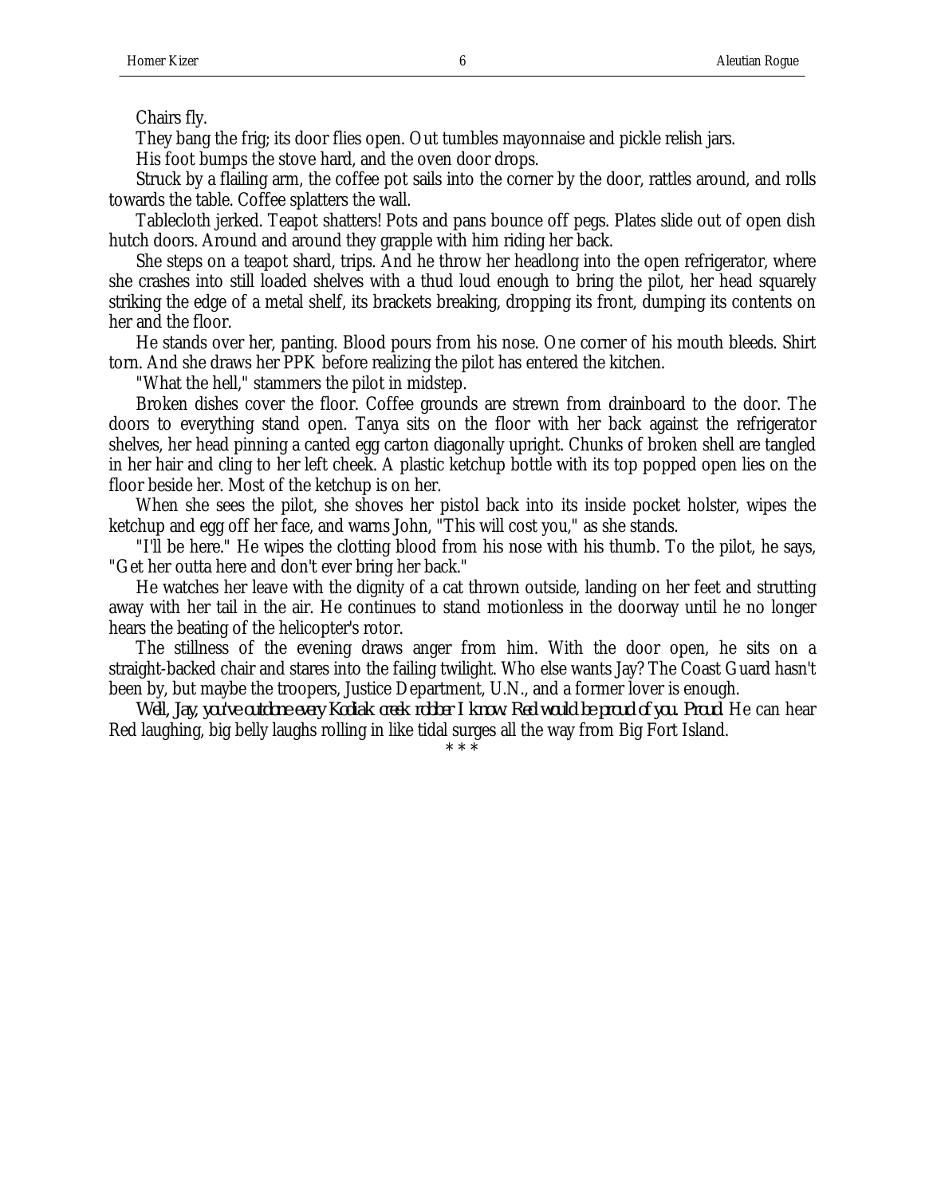Chairs fly.

They bang the frig; its door flies open. Out tumbles mayonnaise and pickle relish jars.

His foot bumps the stove hard, and the oven door drops.

Struck by a flailing arm, the coffee pot sails into the corner by the door, rattles around, and rolls towards the table. Coffee splatters the wall.

Tablecloth jerked. Teapot shatters! Pots and pans bounce off pegs. Plates slide out of open dish hutch doors. Around and around they grapple with him riding her back.

She steps on a teapot shard, trips. And he throw her headlong into the open refrigerator, where she crashes into still loaded shelves with a thud loud enough to bring the pilot, her head squarely striking the edge of a metal shelf, its brackets breaking, dropping its front, dumping its contents on her and the floor.

He stands over her, panting. Blood pours from his nose. One corner of his mouth bleeds. Shirt torn. And she draws her PPK before realizing the pilot has entered the kitchen.

"What the hell," stammers the pilot in midstep.

Broken dishes cover the floor. Coffee grounds are strewn from drainboard to the door. The doors to everything stand open. Tanya sits on the floor with her back against the refrigerator shelves, her head pinning a canted egg carton diagonally upright. Chunks of broken shell are tangled in her hair and cling to her left cheek. A plastic ketchup bottle with its top popped open lies on the floor beside her. Most of the ketchup is on her.

When she sees the pilot, she shoves her pistol back into its inside pocket holster, wipes the ketchup and egg off her face, and warns John, "This will cost you," as she stands.

"I'll be here." He wipes the clotting blood from his nose with his thumb. To the pilot, he says, "Get her outta here and don't ever bring her back."

He watches her leave with the dignity of a cat thrown outside, landing on her feet and strutting away with her tail in the air. He continues to stand motionless in the doorway until he no longer hears the beating of the helicopter's rotor.

The stillness of the evening draws anger from him. With the door open, he sits on a straight-backed chair and stares into the failing twilight. Who else wants Jay? The Coast Guard hasn't been by, but maybe the troopers, Justice Department, U.N., and a former lover is enough.

*Well, Jay, you've outdone every Kodiak creek robber I know. Red would be proud of you. Proud.* He can hear Red laughing, big belly laughs rolling in like tidal surges all the way from Big Fort Island.

\* \* \*